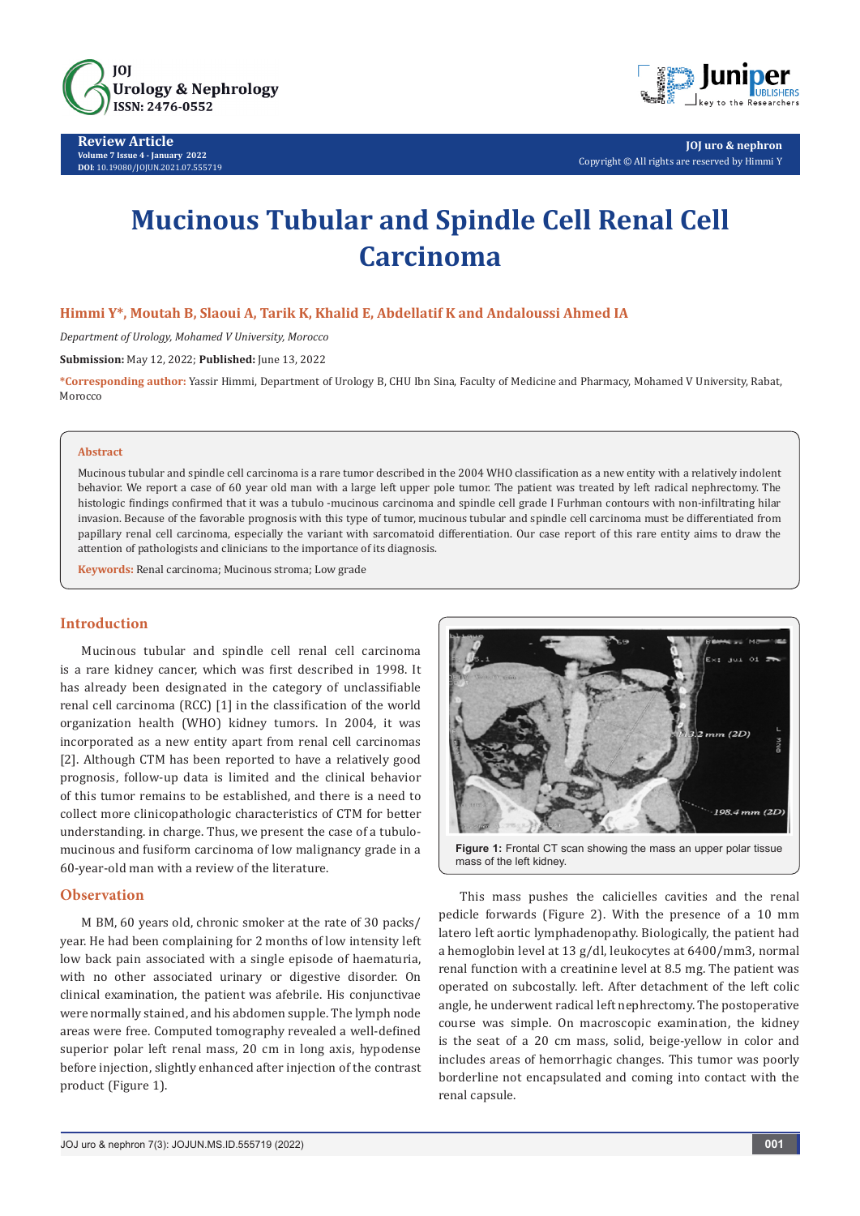Review Article
Volume 7 Issue 4 - January 2022
DOI: 10.19080/JOJUN.2021.07.555719

JOJ uro & nephron
Copyright © All rights are reserved by Himmi Y

# Mucinous Tubular and Spindle Cell Renal Cell Carcinoma

**Himmi Y*, Moutah B, Slaoui A, Tarik K, Khalid E, Abdellatif K and Andaloussi Ahmed IA**

*Department of Urology, Mohamed V University, Morocco*

**Submission:** May 12, 2022; **Published:** June 13, 2022

***Corresponding author:** Yassir Himmi, Department of Urology B, CHU Ibn Sina, Faculty of Medicine and Pharmacy, Mohamed V University, Rabat, Morocco

## Abstract

Mucinous tubular and spindle cell carcinoma is a rare tumor described in the 2004 WHO classification as a new entity with a relatively indolent behavior. We report a case of 60 year old man with a large left upper pole tumor. The patient was treated by left radical nephrectomy. The histologic findings confirmed that it was a tubulo -mucinous carcinoma and spindle cell grade I Furhman contours with non-infiltrating hilar invasion. Because of the favorable prognosis with this type of tumor, mucinous tubular and spindle cell carcinoma must be differentiated from papillary renal cell carcinoma, especially the variant with sarcomatoid differentiation. Our case report of this rare entity aims to draw the attention of pathologists and clinicians to the importance of its diagnosis.

**Keywords:** Renal carcinoma; Mucinous stroma; Low grade

## Introduction

Mucinous tubular and spindle cell renal cell carcinoma is a rare kidney cancer, which was first described in 1998. It has already been designated in the category of unclassifiable renal cell carcinoma (RCC) [1] in the classification of the world organization health (WHO) kidney tumors. In 2004, it was incorporated as a new entity apart from renal cell carcinomas [2]. Although CTM has been reported to have a relatively good prognosis, follow-up data is limited and the clinical behavior of this tumor remains to be established, and there is a need to collect more clinicopathologic characteristics of CTM for better understanding. in charge. Thus, we present the case of a tubulo-mucinous and fusiform carcinoma of low malignancy grade in a 60-year-old man with a review of the literature.

## Observation

M BM, 60 years old, chronic smoker at the rate of 30 packs/year. He had been complaining for 2 months of low intensity left low back pain associated with a single episode of haematuria, with no other associated urinary or digestive disorder. On clinical examination, the patient was afebrile. His conjunctivae were normally stained, and his abdomen supple. The lymph node areas were free. Computed tomography revealed a well-defined superior polar left renal mass, 20 cm in long axis, hypodense before injection, slightly enhanced after injection of the contrast product (Figure 1).

**Figure 1:** Frontal CT scan showing the mass an upper polar tissue mass of the left kidney.

This mass pushes the calicielles cavities and the renal pedicle forwards (Figure 2). With the presence of a 10 mm latero left aortic lymphadenopathy. Biologically, the patient had a hemoglobin level at 13 g/dl, leukocytes at 6400/mm3, normal renal function with a creatinine level at 8.5 mg. The patient was operated on subcostally. left. After detachment of the left colic angle, he underwent radical left nephrectomy. The postoperative course was simple. On macroscopic examination, the kidney is the seat of a 20 cm mass, solid, beige-yellow in color and includes areas of hemorrhagic changes. This tumor was poorly borderline not encapsulated and coming into contact with the renal capsule.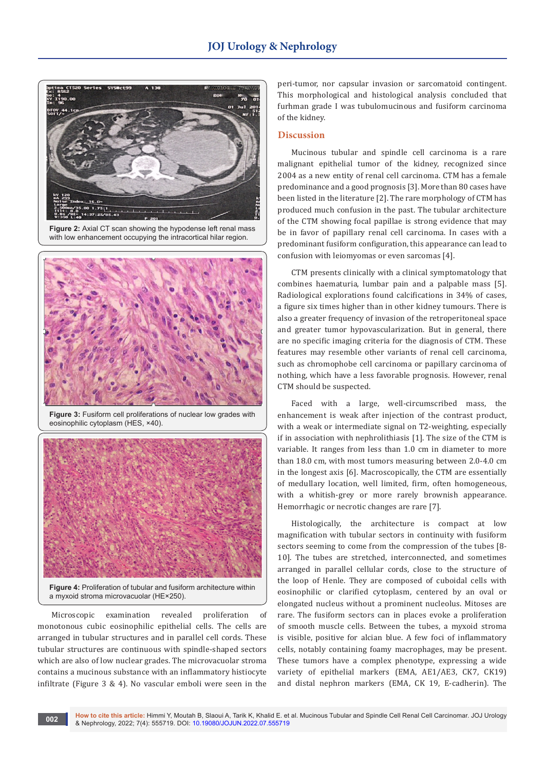Figure 2: Axial CT scan showing the hypodense left renal mass with low enhancement occupying the intracortical hilar region.

Figure 3: Fusiform cell proliferations of nuclear low grades with eosinophilic cytoplasm (HES, ×40).

Figure 4: Proliferation of tubular and fusiform architecture within a myxoid stroma microvacuolar (HE×250).

Microscopic examination revealed proliferation of monotonous cubic eosinophilic epithelial cells. The cells are arranged in tubular structures and in parallel cell cords. These tubular structures are continuous with spindle-shaped sectors which are also of low nuclear grades. The microvacuolar stroma contains a mucinous substance with an inflammatory histiocyte infiltrate (Figure 3 & 4). No vascular emboli were seen in the peri-tumor, nor capsular invasion or sarcomatoid contingent. This morphological and histological analysis concluded that furhman grade I was tubulomucinous and fusiform carcinoma of the kidney.

## Discussion

Mucinous tubular and spindle cell carcinoma is a rare malignant epithelial tumor of the kidney, recognized since 2004 as a new entity of renal cell carcinoma. CTM has a female predominance and a good prognosis [3]. More than 80 cases have been listed in the literature [2]. The rare morphology of CTM has produced much confusion in the past. The tubular architecture of the CTM showing focal papillae is strong evidence that may be in favor of papillary renal cell carcinoma. In cases with a predominant fusiform configuration, this appearance can lead to confusion with leiomyomas or even sarcomas [4].

CTM presents clinically with a clinical symptomatology that combines haematuria, lumbar pain and a palpable mass [5]. Radiological explorations found calcifications in 34% of cases, a figure six times higher than in other kidney tumours. There is also a greater frequency of invasion of the retroperitoneal space and greater tumor hypovascularization. But in general, there are no specific imaging criteria for the diagnosis of CTM. These features may resemble other variants of renal cell carcinoma, such as chromophobe cell carcinoma or papillary carcinoma of nothing, which have a less favorable prognosis. However, renal CTM should be suspected.

Faced with a large, well-circumscribed mass, the enhancement is weak after injection of the contrast product, with a weak or intermediate signal on T2-weighting, especially if in association with nephrolithiasis [1]. The size of the CTM is variable. It ranges from less than 1.0 cm in diameter to more than 18.0 cm, with most tumors measuring between 2.0-4.0 cm in the longest axis [6]. Macroscopically, the CTM are essentially of medullary location, well limited, firm, often homogeneous, with a whitish-grey or more rarely brownish appearance. Hemorrhagic or necrotic changes are rare [7].

Histologically, the architecture is compact at low magnification with tubular sectors in continuity with fusiform sectors seeming to come from the compression of the tubes [8-10]. The tubes are stretched, interconnected, and sometimes arranged in parallel cellular cords, close to the structure of the loop of Henle. They are composed of cuboidal cells with eosinophilic or clarified cytoplasm, centered by an oval or elongated nucleus without a prominent nucleolus. Mitoses are rare. The fusiform sectors can in places evoke a proliferation of smooth muscle cells. Between the tubes, a myxoid stroma is visible, positive for alcian blue. A few foci of inflammatory cells, notably containing foamy macrophages, may be present. These tumors have a complex phenotype, expressing a wide variety of epithelial markers (EMA, AE1/AE3, CK7, CK19) and distal nephron markers (EMA, CK 19, E-cadherin). The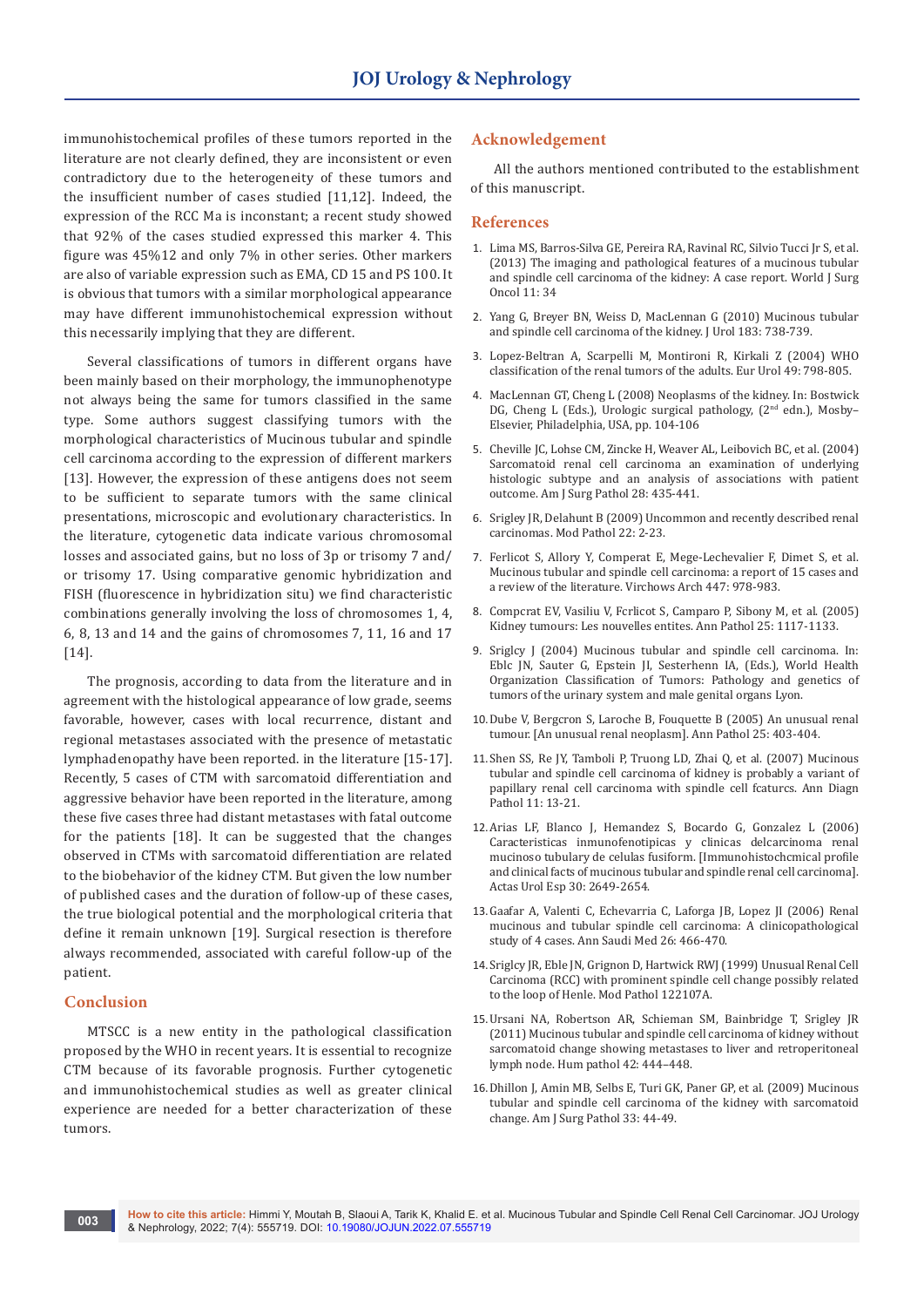immunohistochemical profiles of these tumors reported in the literature are not clearly defined, they are inconsistent or even contradictory due to the heterogeneity of these tumors and the insufficient number of cases studied [11,12]. Indeed, the expression of the RCC Ma is inconstant; a recent study showed that 92% of the cases studied expressed this marker 4. This figure was 45%12 and only 7% in other series. Other markers are also of variable expression such as EMA, CD 15 and PS 100. It is obvious that tumors with a similar morphological appearance may have different immunohistochemical expression without this necessarily implying that they are different.

Several classifications of tumors in different organs have been mainly based on their morphology, the immunophenotype not always being the same for tumors classified in the same type. Some authors suggest classifying tumors with the morphological characteristics of Mucinous tubular and spindle cell carcinoma according to the expression of different markers [13]. However, the expression of these antigens does not seem to be sufficient to separate tumors with the same clinical presentations, microscopic and evolutionary characteristics. In the literature, cytogenetic data indicate various chromosomal losses and associated gains, but no loss of 3p or trisomy 7 and/or trisomy 17. Using comparative genomic hybridization and FISH (fluorescence in hybridization situ) we find characteristic combinations generally involving the loss of chromosomes 1, 4, 6, 8, 13 and 14 and the gains of chromosomes 7, 11, 16 and 17 [14].

The prognosis, according to data from the literature and in agreement with the histological appearance of low grade, seems favorable, however, cases with local recurrence, distant and regional metastases associated with the presence of metastatic lymphadenopathy have been reported. in the literature [15-17]. Recently, 5 cases of CTM with sarcomatoid differentiation and aggressive behavior have been reported in the literature, among these five cases three had distant metastases with fatal outcome for the patients [18]. It can be suggested that the changes observed in CTMs with sarcomatoid differentiation are related to the biobehavior of the kidney CTM. But given the low number of published cases and the duration of follow-up of these cases, the true biological potential and the morphological criteria that define it remain unknown [19]. Surgical resection is therefore always recommended, associated with careful follow-up of the patient.

## Conclusion

MTSCC is a new entity in the pathological classification proposed by the WHO in recent years. It is essential to recognize CTM because of its favorable prognosis. Further cytogenetic and immunohistochemical studies as well as greater clinical experience are needed for a better characterization of these tumors.

## Acknowledgement

All the authors mentioned contributed to the establishment of this manuscript.

## References

1. Lima MS, Barros-Silva GE, Pereira RA, Ravinal RC, Silvio Tucci Jr S, et al. (2013) The imaging and pathological features of a mucinous tubular and spindle cell carcinoma of the kidney: A case report. World J Surg Oncol 11: 34
2. Yang G, Breyer BN, Weiss D, MacLennan G (2010) Mucinous tubular and spindle cell carcinoma of the kidney. J Urol 183: 738-739.
3. Lopez-Beltran A, Scarpelli M, Montironi R, Kirkali Z (2004) WHO classification of the renal tumors of the adults. Eur Urol 49: 798-805.
4. MacLennan GT, Cheng L (2008) Neoplasms of the kidney. In: Bostwick DG, Cheng L (Eds.), Urologic surgical pathology, (2nd edn.), Mosby–Elsevier, Philadelphia, USA, pp. 104-106
5. Cheville JC, Lohse CM, Zincke H, Weaver AL, Leibovich BC, et al. (2004) Sarcomatoid renal cell carcinoma an examination of underlying histologic subtype and an analysis of associations with patient outcome. Am J Surg Pathol 28: 435-441.
6. Srigley JR, Delahunt B (2009) Uncommon and recently described renal carcinomas. Mod Pathol 22: 2-23.
7. Ferlicot S, Allory Y, Comperat E, Mege-Lechevalier F, Dimet S, et al. Mucinous tubular and spindle cell carcinoma: a report of 15 cases and a review of the literature. Virchows Arch 447: 978-983.
8. Compcrat EV, Vasiliu V, Fcrlicot S, Camparo P, Sibony M, et al. (2005) Kidney tumours: Les nouvelles entites. Ann Pathol 25: 1117-1133.
9. Sriglcy J (2004) Mucinous tubular and spindle cell carcinoma. In: Eblc JN, Sauter G, Epstein JI, Sesterhenn IA, (Eds.), World Health Organization Classification of Tumors: Pathology and genetics of tumors of the urinary system and male genital organs Lyon.
10. Dube V, Bergcron S, Laroche B, Fouquette B (2005) An unusual renal tumour. [An unusual renal neoplasm]. Ann Pathol 25: 403-404.
11. Shen SS, Re JY, Tamboli P, Truong LD, Zhai Q, et al. (2007) Mucinous tubular and spindle cell carcinoma of kidney is probably a variant of papillary renal cell carcinoma with spindle cell fcaturcs. Ann Diagn Pathol 11: 13-21.
12. Arias LF, Blanco J, Hemandez S, Bocardo G, Gonzalez L (2006) Caracteristicas inmunofenotipicas y clinicas delcarcinoma renal mucinoso tubular y de celulas fusiform. [Immunohistochcmical profile and clinical facts of mucinous tubular and spindle renal cell carcinoma]. Actas Urol Esp 30: 2649-2654.
13. Gaafar A, Valenti C, Echevarria C, Laforga JB, Lopez JI (2006) Renal mucinous and tubular spindle cell carcinoma: A clinicopathological study of 4 cases. Ann Saudi Med 26: 466-470.
14. Sriglcy JR, Eble JN, Grignon D, Hartwick RWJ (1999) Unusual Renal Cell Carcinoma (RCC) with prominent spindle cell change possibly related to the loop of Henle. Mod Pathol 122107A.
15. Ursani NA, Robertson AR, Schieman SM, Bainbridge T, Srigley JR (2011) Mucinous tubular and spindle cell carcinoma of kidney without sarcomatoid change showing metastases to liver and retroperitoneal lymph node. Hum pathol 42: 444–448.
16. Dhillon J, Amin MB, Selbs E, Turi GK, Paner GP, et al. (2009) Mucinous tubular and spindle cell carcinoma of the kidney with sarcomatoid change. Am J Surg Pathol 33: 44-49.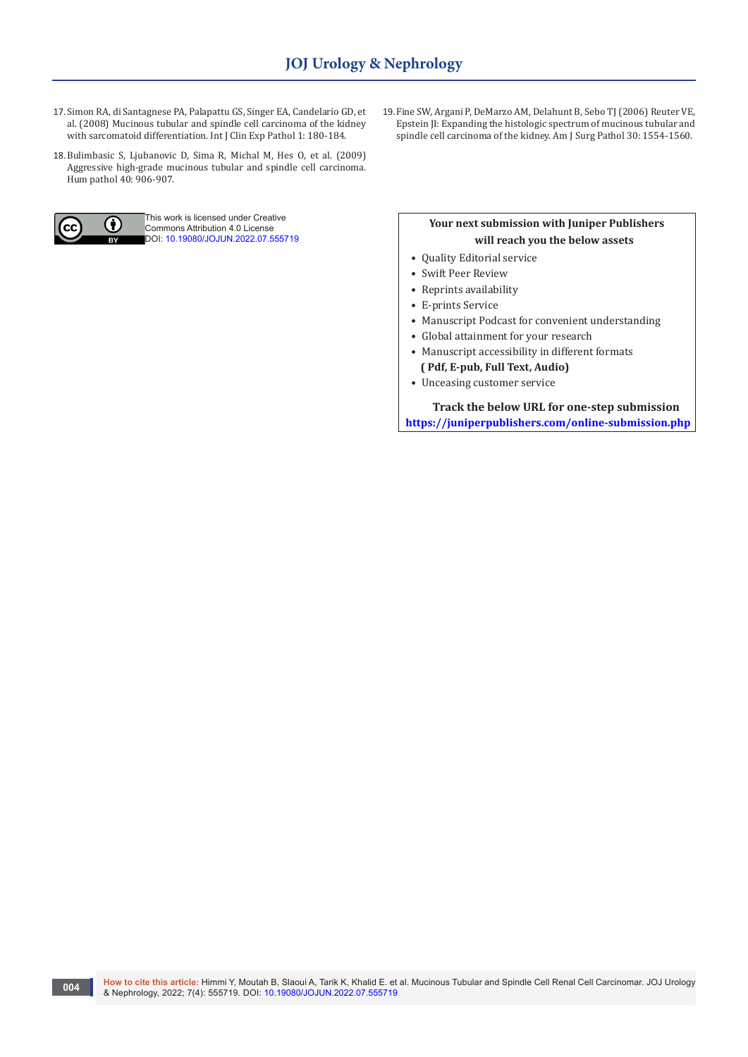17. Simon RA, di Santagnese PA, Palapattu GS, Singer EA, Candelario GD, et al. (2008) Mucinous tubular and spindle cell carcinoma of the kidney with sarcomatoid differentiation. Int J Clin Exp Pathol 1: 180-184.

18. Bulimbasic S, Ljubanovic D, Sima R, Michal M, Hes O, et al. (2009) Aggressive high-grade mucinous tubular and spindle cell carcinoma. Hum pathol 40: 906-907.

19. Fine SW, Argani P, DeMarzo AM, Delahunt B, Sebo TJ (2006) Reuter VE, Epstein JI: Expanding the histologic spectrum of mucinous tubular and spindle cell carcinoma of the kidney. Am J Surg Pathol 30: 1554-1560.

This work is licensed under Creative Commons Attribution 4.0 License
DOI: 10.19080/JOJUN.2022.07.555719

**Your next submission with Juniper Publishers will reach you the below assets**

- Quality Editorial service
- Swift Peer Review
- Reprints availability
- E-prints Service
- Manuscript Podcast for convenient understanding
- Global attainment for your research
- Manuscript accessibility in different formats
  **( Pdf, E-pub, Full Text, Audio)**
- Unceasing customer service

**Track the below URL for one-step submission**
**https://juniperpublishers.com/online-submission.php**

**How to cite this article:** Himmi Y, Moutah B, Slaoui A, Tarik K, Khalid E. et al. Mucinous Tubular and Spindle Cell Renal Cell Carcinomar. JOJ Urology & Nephrology, 2022; 7(4): 555719. DOI: 10.19080/JOJUN.2022.07.555719